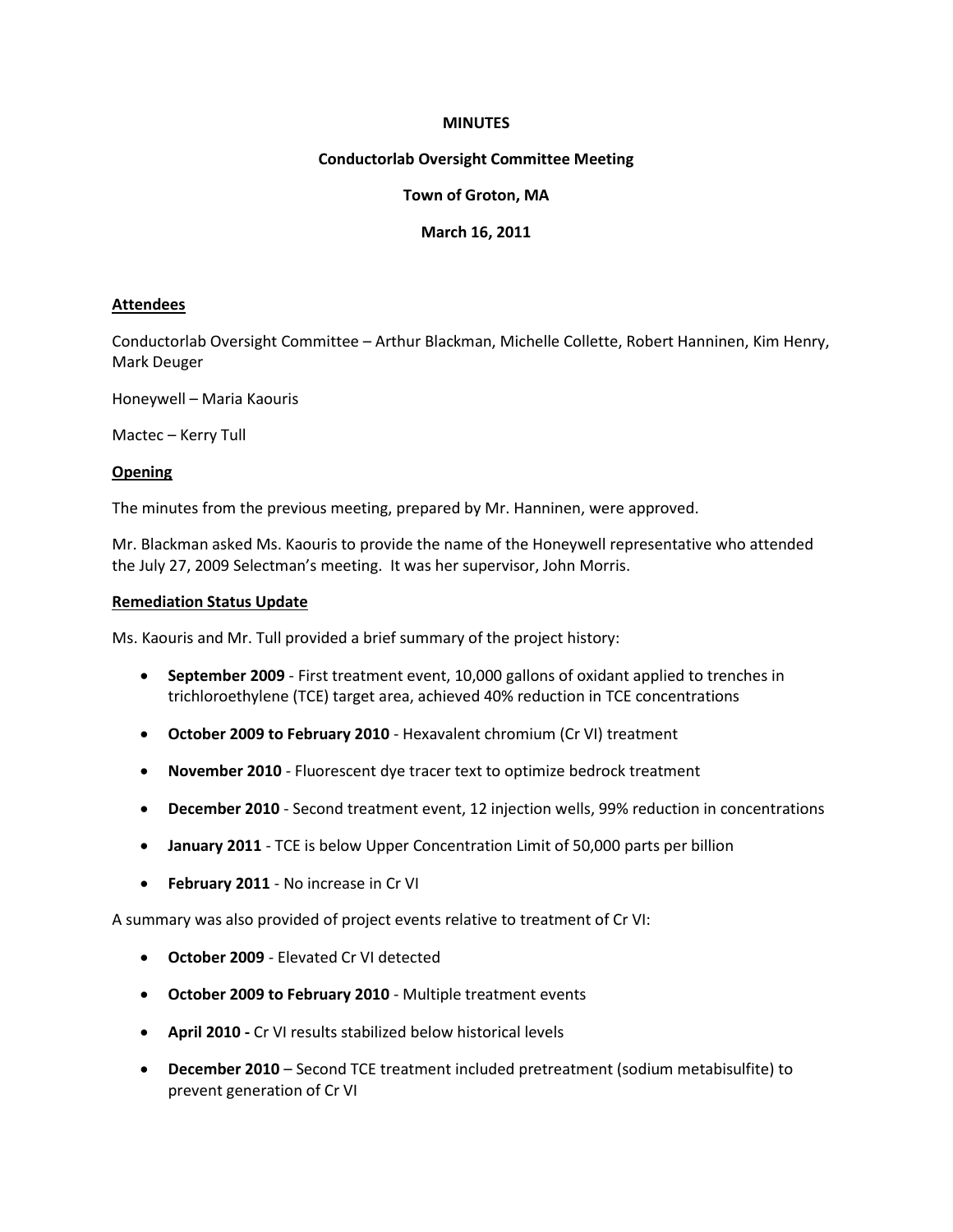**MINUTES**

**Conductorlab Oversight Committee Meeting**

**Town of Groton, MA**

**March 16, 2011**

**Attendees**

Conductorlab Oversight Committee – Arthur Blackman, Michelle Collette, Robert Hanninen, Kim Henry, Mark Deuger

Honeywell – Maria Kaouris

Mactec – Kerry Tull

**Opening**

The minutes from the previous meeting, prepared by Mr. Hanninen, were approved.

Mr. Blackman asked Ms. Kaouris to provide the name of the Honeywell representative who attended the July 27, 2009 Selectman's meeting. It was her supervisor, John Morris.

**Remediation Status Update**

Ms. Kaouris and Mr. Tull provided a brief summary of the project history:

- **September 2009** - First treatment event, 10,000 gallons of oxidant applied to trenches in trichloroethylene (TCE) target area, achieved 40% reduction in TCE concentrations
- **October 2009 to February 2010** - Hexavalent chromium (Cr VI) treatment
- **November 2010** - Fluorescent dye tracer text to optimize bedrock treatment
- **December 2010** - Second treatment event, 12 injection wells, 99% reduction in concentrations
- **January 2011** - TCE is below Upper Concentration Limit of 50,000 parts per billion
- **February 2011** - No increase in Cr VI

A summary was also provided of project events relative to treatment of Cr VI:

- **October 2009** - Elevated Cr VI detected
- **October 2009 to February 2010** - Multiple treatment events
- **April 2010 -** Cr VI results stabilized below historical levels
- **December 2010** – Second TCE treatment included pretreatment (sodium metabisulfite) to prevent generation of Cr VI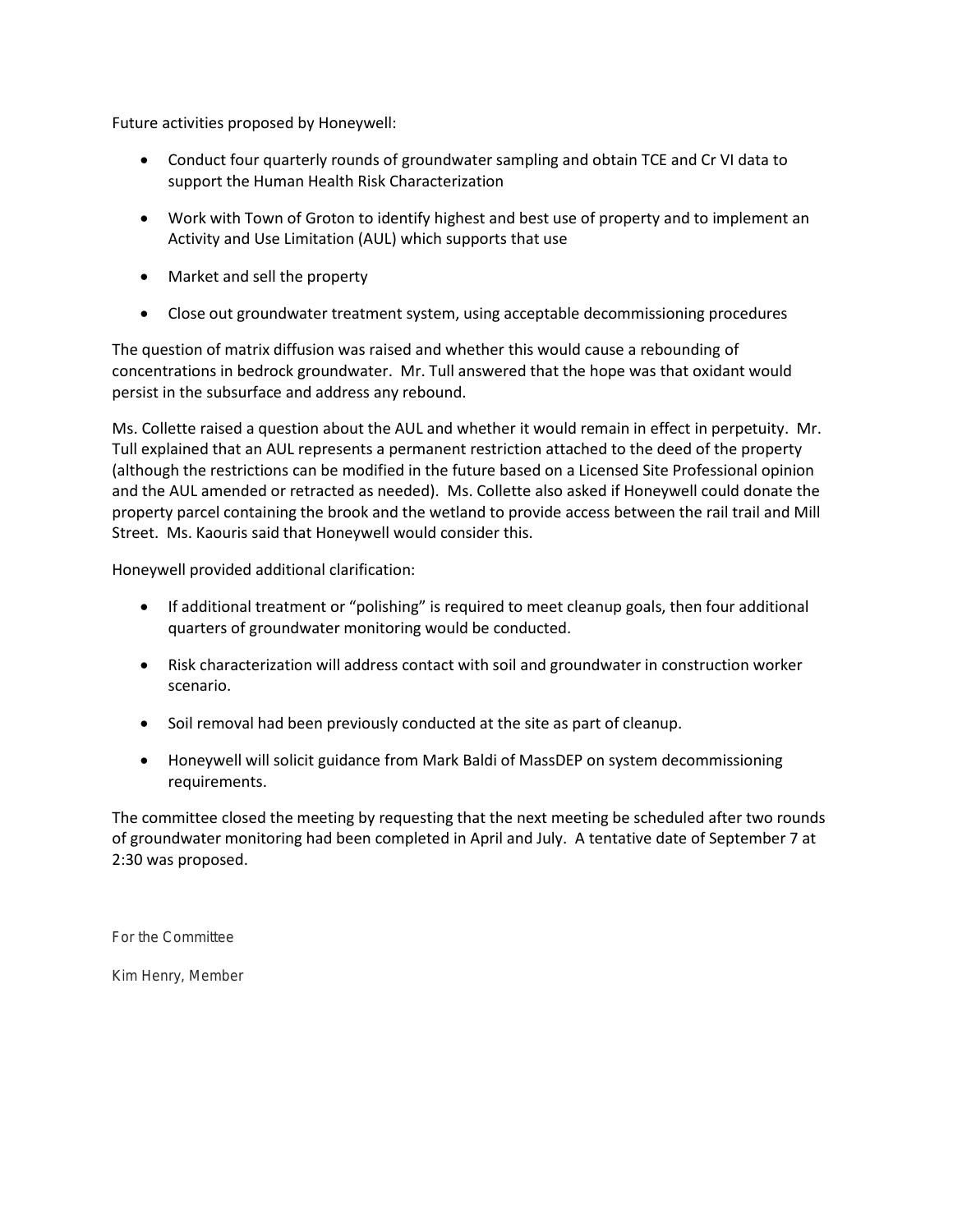Future activities proposed by Honeywell:

- Conduct four quarterly rounds of groundwater sampling and obtain TCE and Cr VI data to support the Human Health Risk Characterization
- Work with Town of Groton to identify highest and best use of property and to implement an Activity and Use Limitation (AUL) which supports that use
- Market and sell the property
- Close out groundwater treatment system, using acceptable decommissioning procedures

The question of matrix diffusion was raised and whether this would cause a rebounding of concentrations in bedrock groundwater. Mr. Tull answered that the hope was that oxidant would persist in the subsurface and address any rebound.

Ms. Collette raised a question about the AUL and whether it would remain in effect in perpetuity. Mr. Tull explained that an AUL represents a permanent restriction attached to the deed of the property (although the restrictions can be modified in the future based on a Licensed Site Professional opinion and the AUL amended or retracted as needed). Ms. Collette also asked if Honeywell could donate the property parcel containing the brook and the wetland to provide access between the rail trail and Mill Street. Ms. Kaouris said that Honeywell would consider this.

Honeywell provided additional clarification:

- If additional treatment or "polishing" is required to meet cleanup goals, then four additional quarters of groundwater monitoring would be conducted.
- Risk characterization will address contact with soil and groundwater in construction worker scenario.
- Soil removal had been previously conducted at the site as part of cleanup.
- Honeywell will solicit guidance from Mark Baldi of MassDEP on system decommissioning requirements.

The committee closed the meeting by requesting that the next meeting be scheduled after two rounds of groundwater monitoring had been completed in April and July. A tentative date of September 7 at 2:30 was proposed.

For the Committee

Kim Henry, Member